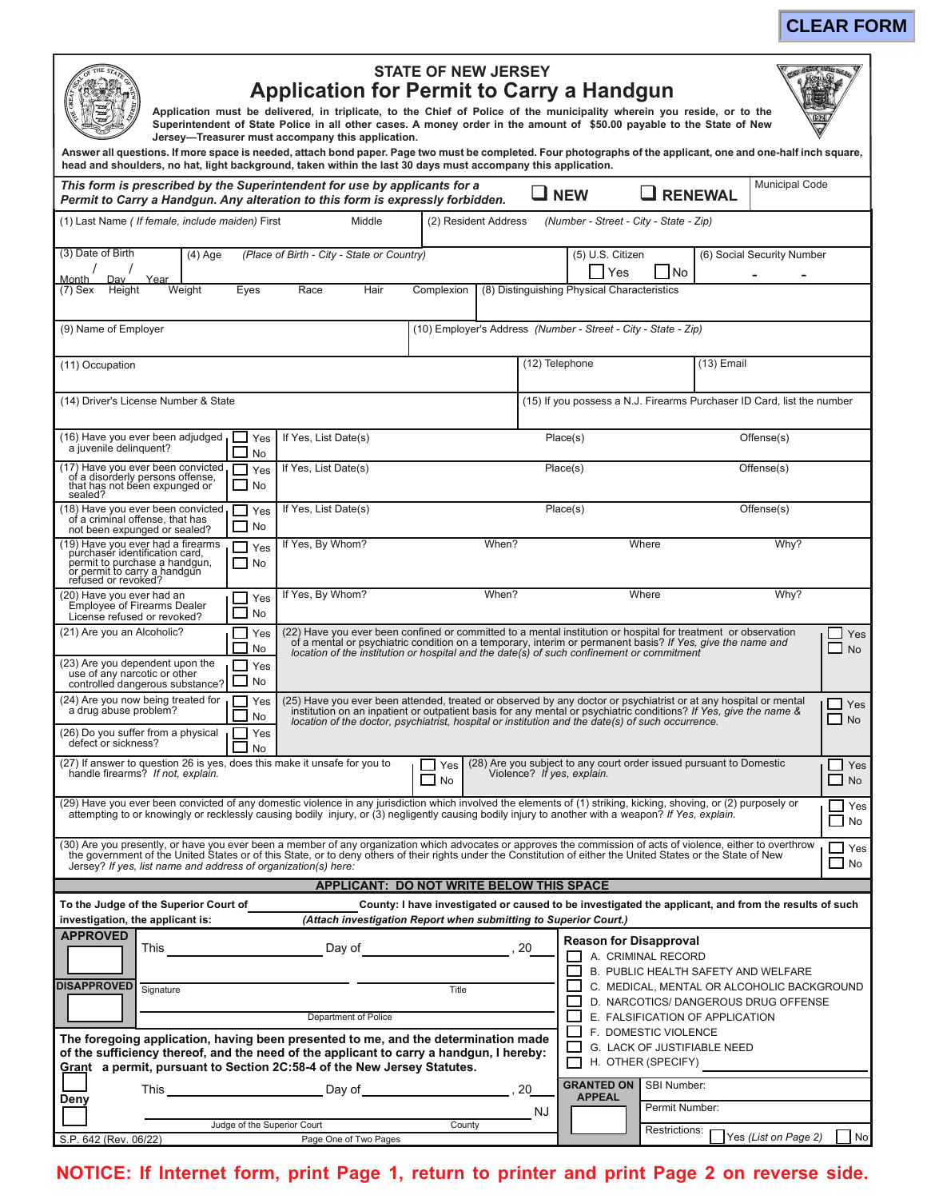CLEAR FORM

# STATE OF NEW JERSEY
## Application for Permit to Carry a Handgun

**Application must be delivered, in triplicate, to the Chief of Police of the municipality wherein you reside, or to the Superintendent of State Police in all other cases. A money order in the amount of $50.00 payable to the State of New Jersey—Treasurer must accompany this application.**

**Answer all questions. If more space is needed, attach bond paper. Page two must be completed. Four photographs of the applicant, one and one-half inch square, head and shoulders, no hat, light background, taken within the last 30 days must accompany this application.**

***This form is prescribed by the Superintendent for use by applicants for a Permit to Carry a Handgun. Any alteration to this form is expressly forbidden.*** ☐ **NEW** ☐ **RENEWAL** Municipal Code

| | |
|---|---|
| (1) Last Name *( If female, include maiden)* First Middle | (2) Resident Address *(Number - Street - City - State - Zip)* |
| (3) Date of Birth Month / Day / Year | (4) Age *(Place of Birth - City - State or Country)* |
| (5) U.S. Citizen ☐ Yes ☐ No | (6) Social Security Number - - |
| (7) Sex Height Weight Eyes Race Hair Complexion | (8) Distinguishing Physical Characteristics |
| (9) Name of Employer | (10) Employer's Address *(Number - Street - City - State - Zip)* |
| (11) Occupation | (12) Telephone (13) Email |
| (14) Driver's License Number & State | (15) If you possess a N.J. Firearms Purchaser ID Card, list the number |

| Question | Answer | Details | | |
|---|---|---|---|---|
| (16) Have you ever been adjudged a juvenile delinquent? | ☐ Yes ☐ No | If Yes, List Date(s) | Place(s) | Offense(s) |
| (17) Have you ever been convicted of a disorderly persons offense, that has not been expunged or sealed? | ☐ Yes ☐ No | If Yes, List Date(s) | Place(s) | Offense(s) |
| (18) Have you ever been convicted of a criminal offense, that has not been expunged or sealed? | ☐ Yes ☐ No | If Yes, List Date(s) | Place(s) | Offense(s) |
| (19) Have you ever had a firearms purchaser identification card, permit to purchase a handgun, or permit to carry a handgun refused or revoked? | ☐ Yes ☐ No | If Yes, By Whom? When? | Where | Why? |
| (20) Have you ever had an Employee of Firearms Dealer License refused or revoked? | ☐ Yes ☐ No | If Yes, By Whom? When? | Where | Why? |

| | | | |
|---|---|---|---|
| (21) Are you an Alcoholic? | ☐ Yes ☐ No | (22) Have you ever been confined or committed to a mental institution or hospital for treatment or observation of a mental or psychiatric condition on a temporary, interim or permanent basis? *If Yes, give the name and location of the institution or hospital and the date(s) of such confinement or commitment* | ☐ Yes ☐ No |
| (23) Are you dependent upon the use of any narcotic or other controlled dangerous substance? | ☐ Yes ☐ No | | |
| (24) Are you now being treated for a drug abuse problem? | ☐ Yes ☐ No | (25) Have you ever been attended, treated or observed by any doctor or psychiatrist or at any hospital or mental institution on an inpatient or outpatient basis for any mental or psychiatric conditions? *If Yes, give the name & location of the doctor, psychiatrist, hospital or institution and the date(s) of such occurrence.* | ☐ Yes ☐ No |
| (26) Do you suffer from a physical defect or sickness? | ☐ Yes ☐ No | | |
| (27) If answer to question 26 is yes, does this make it unsafe for you to handle firearms? *If not, explain.* | ☐ Yes ☐ No | (28) Are you subject to any court order issued pursuant to Domestic Violence? *If yes, explain.* | ☐ Yes ☐ No |

(29) Have you ever been convicted of any domestic violence in any jurisdiction which involved the elements of (1) striking, kicking, shoving, or (2) purposely or attempting to or knowingly or recklessly causing bodily injury, or (3) negligently causing bodily injury to another with a weapon? *If Yes, explain.* ☐ Yes ☐ No

(30) Are you presently, or have you ever been a member of any organization which advocates or approves the commission of acts of violence, either to overthrow the government of the United States or of this State, or to deny others of their rights under the Constitution of either the United States or the State of New Jersey? *If yes, list name and address of organization(s) here:* ☐ Yes ☐ No

**APPLICANT: DO NOT WRITE BELOW THIS SPACE**

**To the Judge of the Superior Court of \_\_\_\_\_\_\_\_\_\_ County: I have investigated or caused to be investigated the applicant, and from the results of such investigation, the applicant is:** ***(Attach investigation Report when submitting to Superior Court.)***

**APPROVED** ☐ This \_\_\_\_\_\_\_\_\_\_ Day of \_\_\_\_\_\_\_\_\_\_, 20\_\_\_

**DISAPPROVED** ☐

Signature \_\_\_\_\_\_\_\_\_\_ Title \_\_\_\_\_\_\_\_\_\_

Department of Police \_\_\_\_\_\_\_\_\_\_

**Reason for Disapproval**
- ☐ A. CRIMINAL RECORD
- ☐ B. PUBLIC HEALTH SAFETY AND WELFARE
- ☐ C. MEDICAL, MENTAL OR ALCOHOLIC BACKGROUND
- ☐ D. NARCOTICS/ DANGEROUS DRUG OFFENSE
- ☐ E. FALSIFICATION OF APPLICATION
- ☐ F. DOMESTIC VIOLENCE
- ☐ G. LACK OF JUSTIFIABLE NEED
- ☐ H. OTHER (SPECIFY) \_\_\_\_\_\_\_\_\_\_

**The foregoing application, having been presented to me, and the determination made of the sufficiency thereof, and the need of the applicant to carry a handgun, I hereby:** **Grant** **a permit, pursuant to Section 2C:58-4 of the New Jersey Statutes.**

☐ Grant
☐ **Deny**

This \_\_\_\_\_\_\_\_\_\_ Day of \_\_\_\_\_\_\_\_\_\_, 20\_\_\_

\_\_\_\_\_\_\_\_\_\_ NJ

Judge of the Superior Court County

**GRANTED ON APPEAL** ☐

SBI Number:

Permit Number:

Restrictions: ☐ Yes *(List on Page 2)* ☐ No

S.P. 642 (Rev. 06/22)

**NOTICE: If Internet form, print Page 1, return to printer and print Page 2 on reverse side.**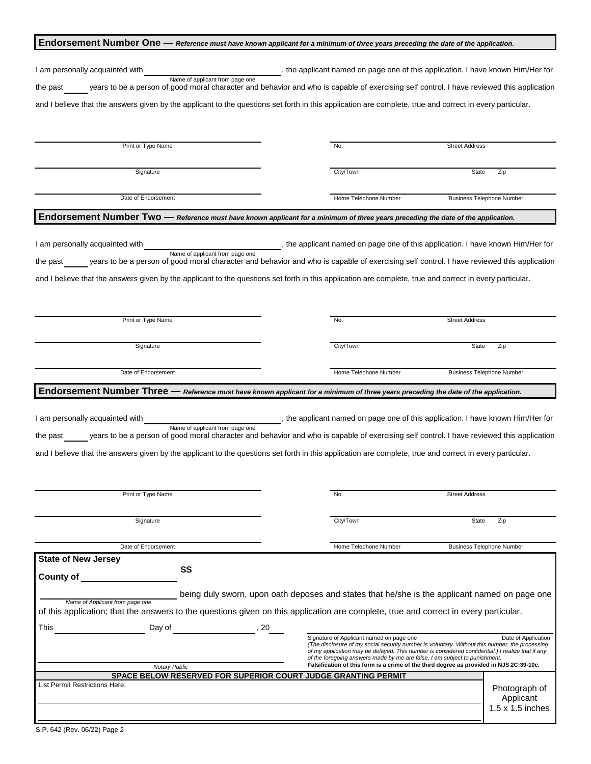## Endorsement Number One — *Reference must have known applicant for a minimum of three years preceding the date of the application.*

I am personally acquainted with ______________________________ (Name of applicant from page one), the applicant named on page one of this application. I have known Him/Her for the past _____ years to be a person of good moral character and behavior and who is capable of exercising self control. I have reviewed this application and I believe that the answers given by the applicant to the questions set forth in this application are complete, true and correct in every particular.

| | |
|---|---|
| Print or Type Name | No. Street Address |
| Signature | City/Town State Zip |
| Date of Endorsement | Home Telephone Number Business Telephone Number |

## Endorsement Number Two — *Reference must have known applicant for a minimum of three years preceding the date of the application.*

I am personally acquainted with ______________________________ (Name of applicant from page one), the applicant named on page one of this application. I have known Him/Her for the past _____ years to be a person of good moral character and behavior and who is capable of exercising self control. I have reviewed this application and I believe that the answers given by the applicant to the questions set forth in this application are complete, true and correct in every particular.

| | |
|---|---|
| Print or Type Name | No. Street Address |
| Signature | City/Town State Zip |
| Date of Endorsement | Home Telephone Number Business Telephone Number |

## Endorsement Number Three — *Reference must have known applicant for a minimum of three years preceding the date of the application.*

I am personally acquainted with ______________________________ (Name of applicant from page one), the applicant named on page one of this application. I have known Him/Her for the past _____ years to be a person of good moral character and behavior and who is capable of exercising self control. I have reviewed this application and I believe that the answers given by the applicant to the questions set forth in this application are complete, true and correct in every particular.

| | |
|---|---|
| Print or Type Name | No. Street Address |
| Signature | City/Town State Zip |
| Date of Endorsement | Home Telephone Number Business Telephone Number |

**State of New Jersey**

**County of** ____________________ **SS**

______________________________ (*Name of Applicant from page one*) being duly sworn, upon oath deposes and states that he/she is the applicant named on page one of this application; that the answers to the questions given on this application are complete, true and correct in every particular.

This ________________ Day of ________________ , 20 ____

______________________________
*Notary Public*

Signature of Applicant named on page one — Date of Application

*(The disclosure of my social security number is voluntary. Without this number, the processing of my application may be delayed. This number is considered confidential.) I realize that if any of the foregoing answers made by me are false, I am subject to punishment.*

**Falsification of this form is a crime of the third degree as provided in NJS 2C:39-10c.**

**SPACE BELOW RESERVED FOR SUPERIOR COURT JUDGE GRANTING PERMIT**

List Permit Restrictions Here:

Photograph of Applicant 1.5 x 1.5 inches

S.P. 642 (Rev. 06/22) Page 2